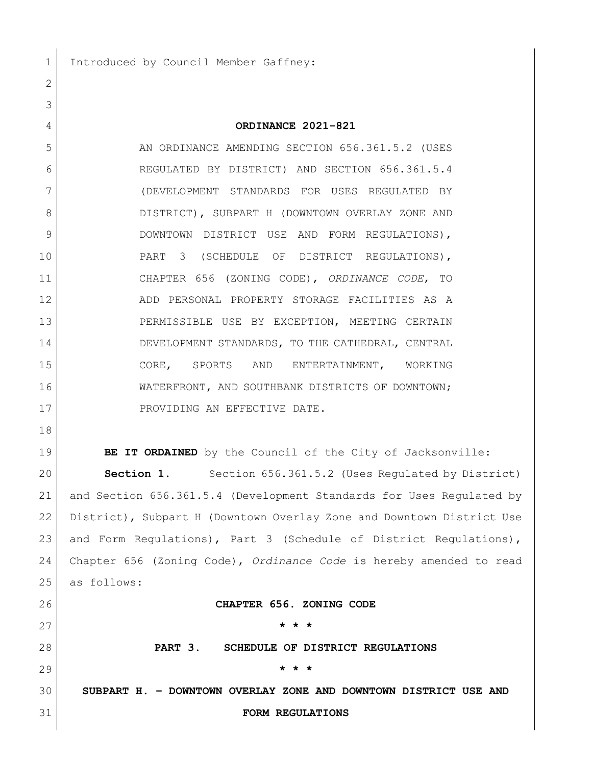Introduced by Council Member Gaffney:

**ORDINANCE 2021-821**

AN ORDINANCE AMENDING SECTION 656.361.5.2 (USES REGULATED BY DISTRICT) AND SECTION 656.361.5.4 (DEVELOPMENT STANDARDS FOR USES REGULATED BY DISTRICT), SUBPART H (DOWNTOWN OVERLAY ZONE AND DOWNTOWN DISTRICT USE AND FORM REGULATIONS), PART 3 (SCHEDULE OF DISTRICT REGULATIONS), CHAPTER 656 (ZONING CODE), *ORDINANCE CODE*, TO ADD PERSONAL PROPERTY STORAGE FACILITIES AS A PERMISSIBLE USE BY EXCEPTION, MEETING CERTAIN DEVELOPMENT STANDARDS, TO THE CATHEDRAL, CENTRAL CORE, SPORTS AND ENTERTAINMENT, WORKING WATERFRONT, AND SOUTHBANK DISTRICTS OF DOWNTOWN; PROVIDING AN EFFECTIVE DATE.

**BE IT ORDAINED** by the Council of the City of Jacksonville:

**Section 1.** Section 656.361.5.2 (Uses Regulated by District) and Section 656.361.5.4 (Development Standards for Uses Regulated by District), Subpart H (Downtown Overlay Zone and Downtown District Use and Form Regulations), Part 3 (Schedule of District Regulations), Chapter 656 (Zoning Code), *Ordinance Code* is hereby amended to read as follows:

**CHAPTER 656. ZONING CODE**

**\* \* \***

**PART 3. SCHEDULE OF DISTRICT REGULATIONS**

**\* \* \***

**SUBPART H. – DOWNTOWN OVERLAY ZONE AND DOWNTOWN DISTRICT USE AND FORM REGULATIONS**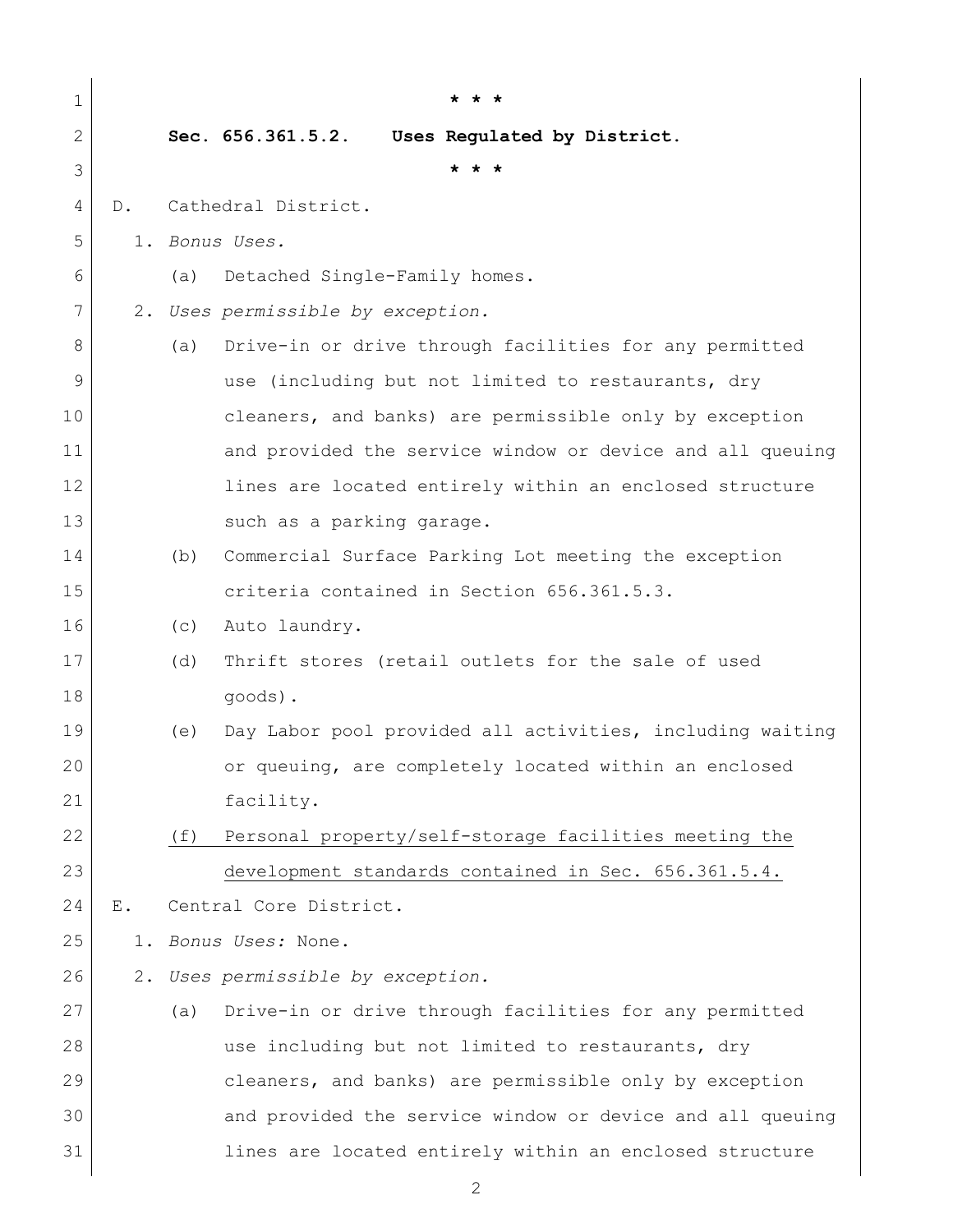\* \* \*

**Sec. 656.361.5.2. Uses Regulated by District.**

\* \* \*

D. Cathedral District.

1. *Bonus Uses.*
   - (a) Detached Single-Family homes.
2. *Uses permissible by exception.*
   - (a) Drive-in or drive through facilities for any permitted use (including but not limited to restaurants, dry cleaners, and banks) are permissible only by exception and provided the service window or device and all queuing lines are located entirely within an enclosed structure such as a parking garage.
   - (b) Commercial Surface Parking Lot meeting the exception criteria contained in Section 656.361.5.3.
   - (c) Auto laundry.
   - (d) Thrift stores (retail outlets for the sale of used goods).
   - (e) Day Labor pool provided all activities, including waiting or queuing, are completely located within an enclosed facility.
   - <u>(f) Personal property/self-storage facilities meeting the development standards contained in Sec. 656.361.5.4.</u>

E. Central Core District.

1. *Bonus Uses:* None.
2. *Uses permissible by exception.*
   - (a) Drive-in or drive through facilities for any permitted use including but not limited to restaurants, dry cleaners, and banks) are permissible only by exception and provided the service window or device and all queuing lines are located entirely within an enclosed structure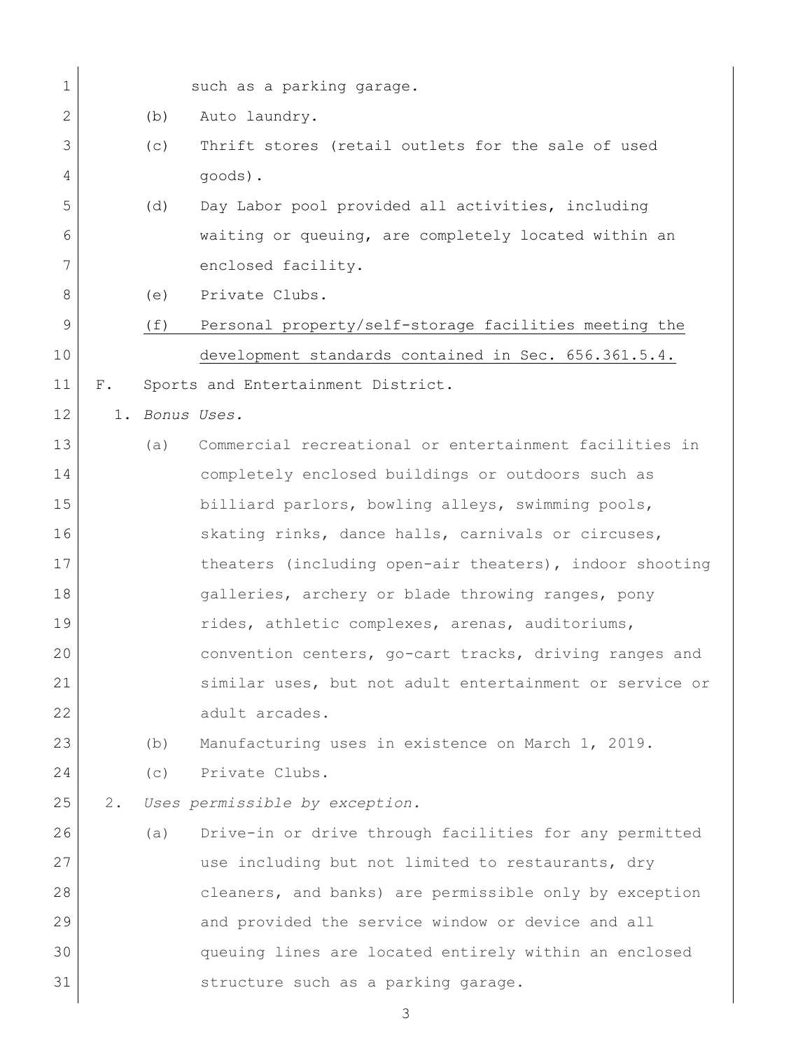such as a parking garage.

(b) Auto laundry.

(c) Thrift stores (retail outlets for the sale of used goods).

(d) Day Labor pool provided all activities, including waiting or queuing, are completely located within an enclosed facility.

(e) Private Clubs.

<u>(f) Personal property/self-storage facilities meeting the development standards contained in Sec. 656.361.5.4.</u>

F. Sports and Entertainment District.

1. *Bonus Uses.*

(a) Commercial recreational or entertainment facilities in completely enclosed buildings or outdoors such as billiard parlors, bowling alleys, swimming pools, skating rinks, dance halls, carnivals or circuses, theaters (including open-air theaters), indoor shooting galleries, archery or blade throwing ranges, pony rides, athletic complexes, arenas, auditoriums, convention centers, go-cart tracks, driving ranges and similar uses, but not adult entertainment or service or adult arcades.

(b) Manufacturing uses in existence on March 1, 2019.

(c) Private Clubs.

2. *Uses permissible by exception.*

(a) Drive-in or drive through facilities for any permitted use including but not limited to restaurants, dry cleaners, and banks) are permissible only by exception and provided the service window or device and all queuing lines are located entirely within an enclosed structure such as a parking garage.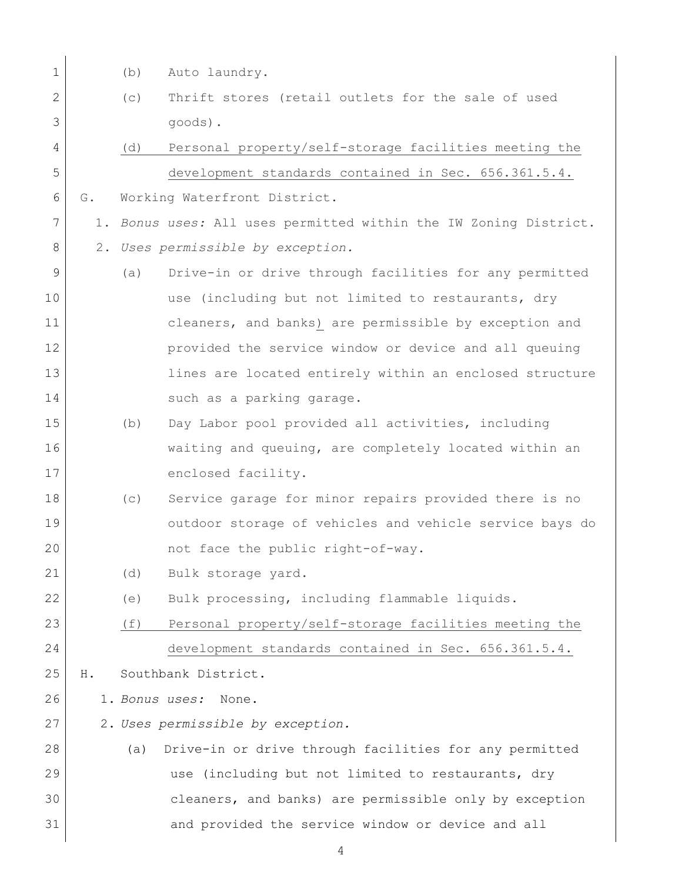(b) Auto laundry.

(c) Thrift stores (retail outlets for the sale of used goods).

<u>(d) Personal property/self-storage facilities meeting the development standards contained in Sec. 656.361.5.4.</u>

G. Working Waterfront District.

1. *Bonus uses:* All uses permitted within the IW Zoning District.

2. *Uses permissible by exception.*

(a) Drive-in or drive through facilities for any permitted use (including but not limited to restaurants, dry cleaners, and banks) are permissible by exception and provided the service window or device and all queuing lines are located entirely within an enclosed structure such as a parking garage.

(b) Day Labor pool provided all activities, including waiting and queuing, are completely located within an enclosed facility.

(c) Service garage for minor repairs provided there is no outdoor storage of vehicles and vehicle service bays do not face the public right-of-way.

(d) Bulk storage yard.

(e) Bulk processing, including flammable liquids.

<u>(f) Personal property/self-storage facilities meeting the development standards contained in Sec. 656.361.5.4.</u>

H. Southbank District.

1. *Bonus uses:* None.

2. *Uses permissible by exception.*

(a) Drive-in or drive through facilities for any permitted use (including but not limited to restaurants, dry cleaners, and banks) are permissible only by exception and provided the service window or device and all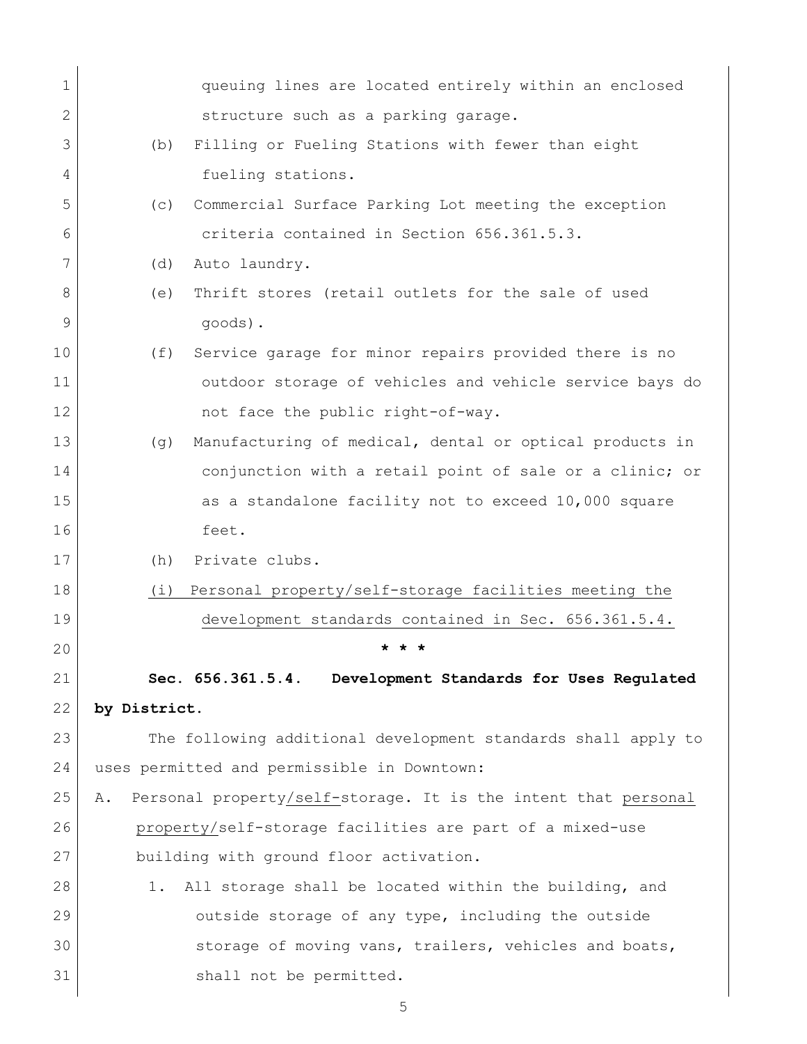queuing lines are located entirely within an enclosed structure such as a parking garage.

(b) Filling or Fueling Stations with fewer than eight fueling stations.

(c) Commercial Surface Parking Lot meeting the exception criteria contained in Section 656.361.5.3.

(d) Auto laundry.

(e) Thrift stores (retail outlets for the sale of used goods).

(f) Service garage for minor repairs provided there is no outdoor storage of vehicles and vehicle service bays do not face the public right-of-way.

(g) Manufacturing of medical, dental or optical products in conjunction with a retail point of sale or a clinic; or as a standalone facility not to exceed 10,000 square feet.

(h) Private clubs.

<u>(i) Personal property/self-storage facilities meeting the development standards contained in Sec. 656.361.5.4.</u>

**\* \* \***

**Sec. 656.361.5.4. Development Standards for Uses Regulated by District.**

The following additional development standards shall apply to uses permitted and permissible in Downtown:

A. Personal property<u>/self-</u>storage. It is the intent that <u>personal property/</u>self-storage facilities are part of a mixed-use building with ground floor activation.

1. All storage shall be located within the building, and outside storage of any type, including the outside storage of moving vans, trailers, vehicles and boats, shall not be permitted.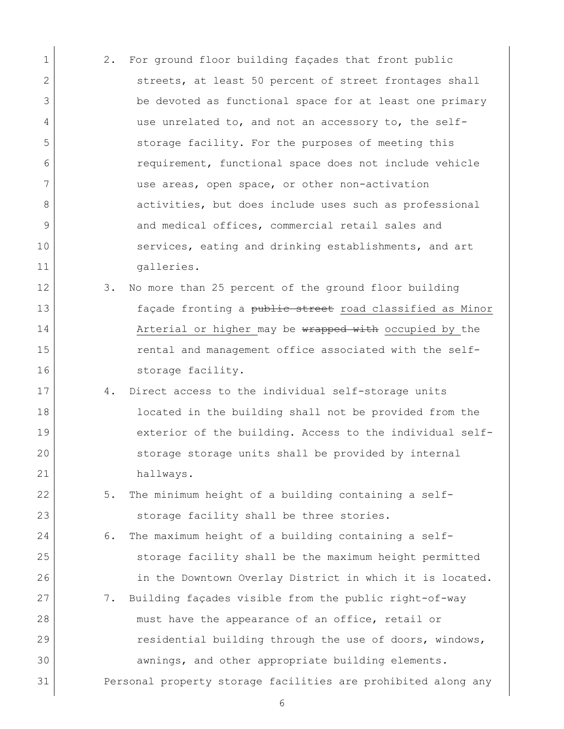2. For ground floor building façades that front public streets, at least 50 percent of street frontages shall be devoted as functional space for at least one primary use unrelated to, and not an accessory to, the self-storage facility. For the purposes of meeting this requirement, functional space does not include vehicle use areas, open space, or other non-activation activities, but does include uses such as professional and medical offices, commercial retail sales and services, eating and drinking establishments, and art galleries.
3. No more than 25 percent of the ground floor building façade fronting a ~~public street~~ road classified as Minor Arterial or higher may be ~~wrapped with~~ occupied by the rental and management office associated with the self-storage facility.
4. Direct access to the individual self-storage units located in the building shall not be provided from the exterior of the building. Access to the individual self-storage storage units shall be provided by internal hallways.
5. The minimum height of a building containing a self-storage facility shall be three stories.
6. The maximum height of a building containing a self-storage facility shall be the maximum height permitted in the Downtown Overlay District in which it is located.
7. Building façades visible from the public right-of-way must have the appearance of an office, retail or residential building through the use of doors, windows, awnings, and other appropriate building elements.

Personal property storage facilities are prohibited along any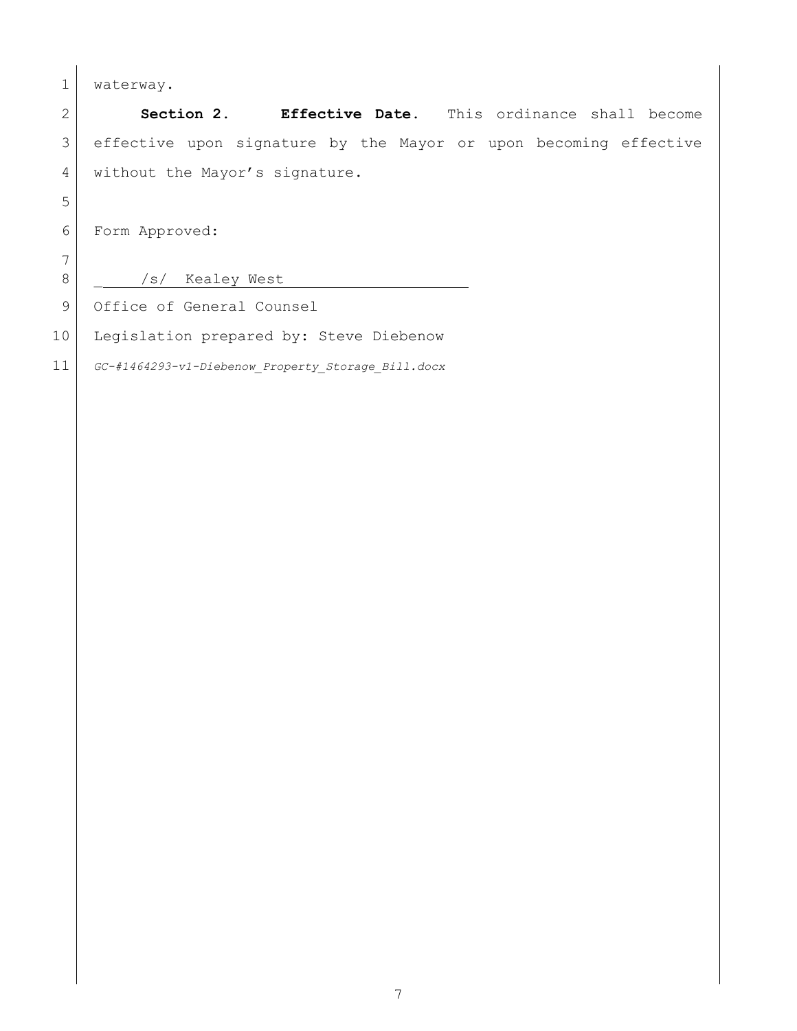waterway.

**Section 2. Effective Date.** This ordinance shall become effective upon signature by the Mayor or upon becoming effective without the Mayor's signature.

Form Approved:

_ /s/ Kealey West

Office of General Counsel

Legislation prepared by: Steve Diebenow

*GC-#1464293-v1-Diebenow_Property_Storage_Bill.docx*